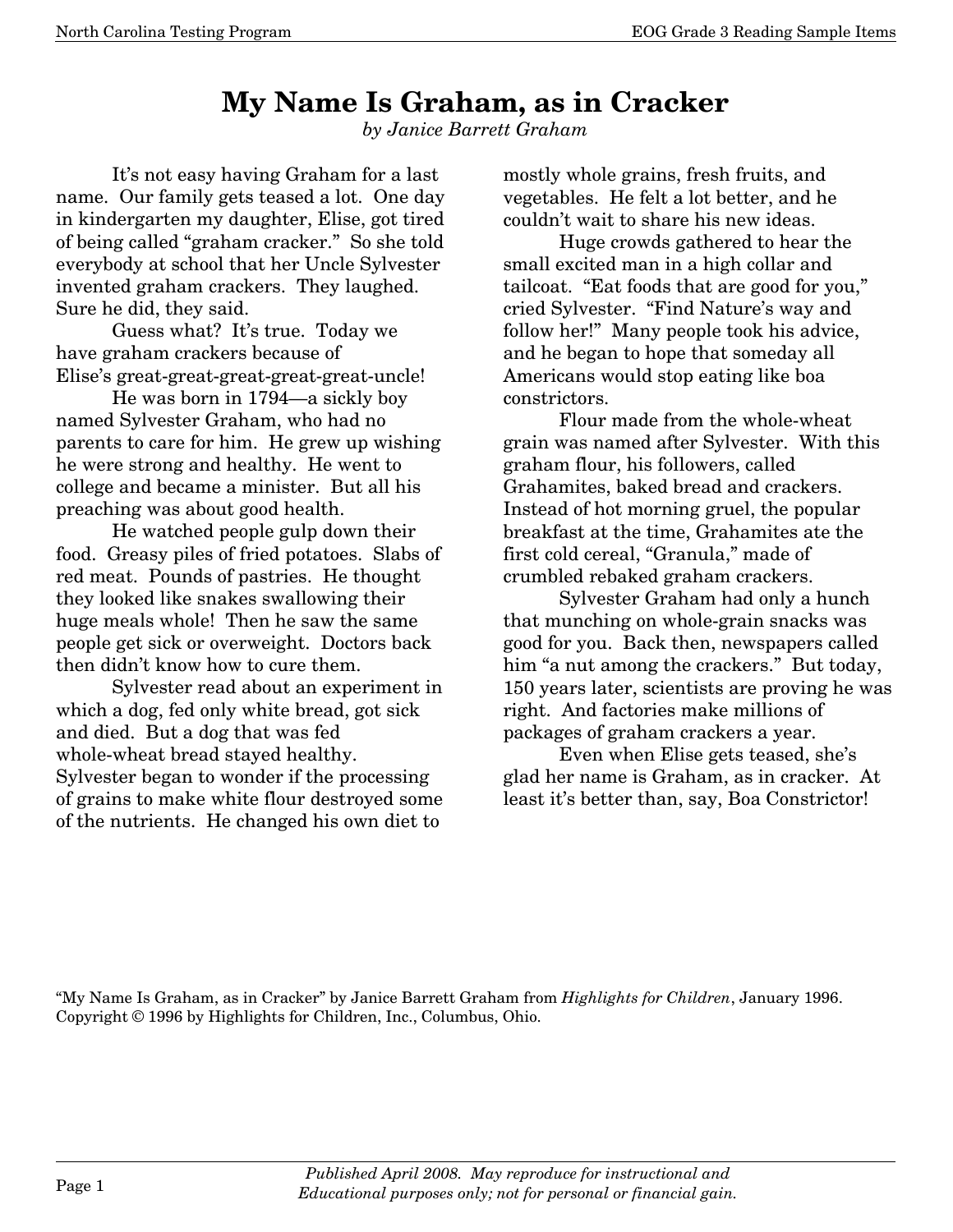# My Name Is Graham, as in Cracker

*by Janice Barrett Graham*

It's not easy having Graham for a last name. Our family gets teased a lot. One day in kindergarten my daughter, Elise, got tired of being called "graham cracker." So she told everybody at school that her Uncle Sylvester invented graham crackers. They laughed. Sure he did, they said.

Guess what? It's true. Today we have graham crackers because of Elise's great-great-great-great-great-uncle!

He was born in 1794—a sickly boy named Sylvester Graham, who had no parents to care for him. He grew up wishing he were strong and healthy. He went to college and became a minister. But all his preaching was about good health.

He watched people gulp down their food. Greasy piles of fried potatoes. Slabs of red meat. Pounds of pastries. He thought they looked like snakes swallowing their huge meals whole! Then he saw the same people get sick or overweight. Doctors back then didn't know how to cure them.

Sylvester read about an experiment in which a dog, fed only white bread, got sick and died. But a dog that was fed whole-wheat bread stayed healthy. Sylvester began to wonder if the processing of grains to make white flour destroyed some of the nutrients. He changed his own diet to mostly whole grains, fresh fruits, and vegetables. He felt a lot better, and he couldn't wait to share his new ideas.

Huge crowds gathered to hear the small excited man in a high collar and tailcoat. "Eat foods that are good for you," cried Sylvester. "Find Nature's way and follow her!" Many people took his advice, and he began to hope that someday all Americans would stop eating like boa constrictors.

Flour made from the whole-wheat grain was named after Sylvester. With this graham flour, his followers, called Grahamites, baked bread and crackers. Instead of hot morning gruel, the popular breakfast at the time, Grahamites ate the first cold cereal, "Granula," made of crumbled rebaked graham crackers.

Sylvester Graham had only a hunch that munching on whole-grain snacks was good for you. Back then, newspapers called him "a nut among the crackers." But today, 150 years later, scientists are proving he was right. And factories make millions of packages of graham crackers a year.

Even when Elise gets teased, she's glad her name is Graham, as in cracker. At least it's better than, say, Boa Constrictor!

"My Name Is Graham, as in Cracker" by Janice Barrett Graham from *Highlights for Children*, January 1996. Copyright © 1996 by Highlights for Children, Inc., Columbus, Ohio.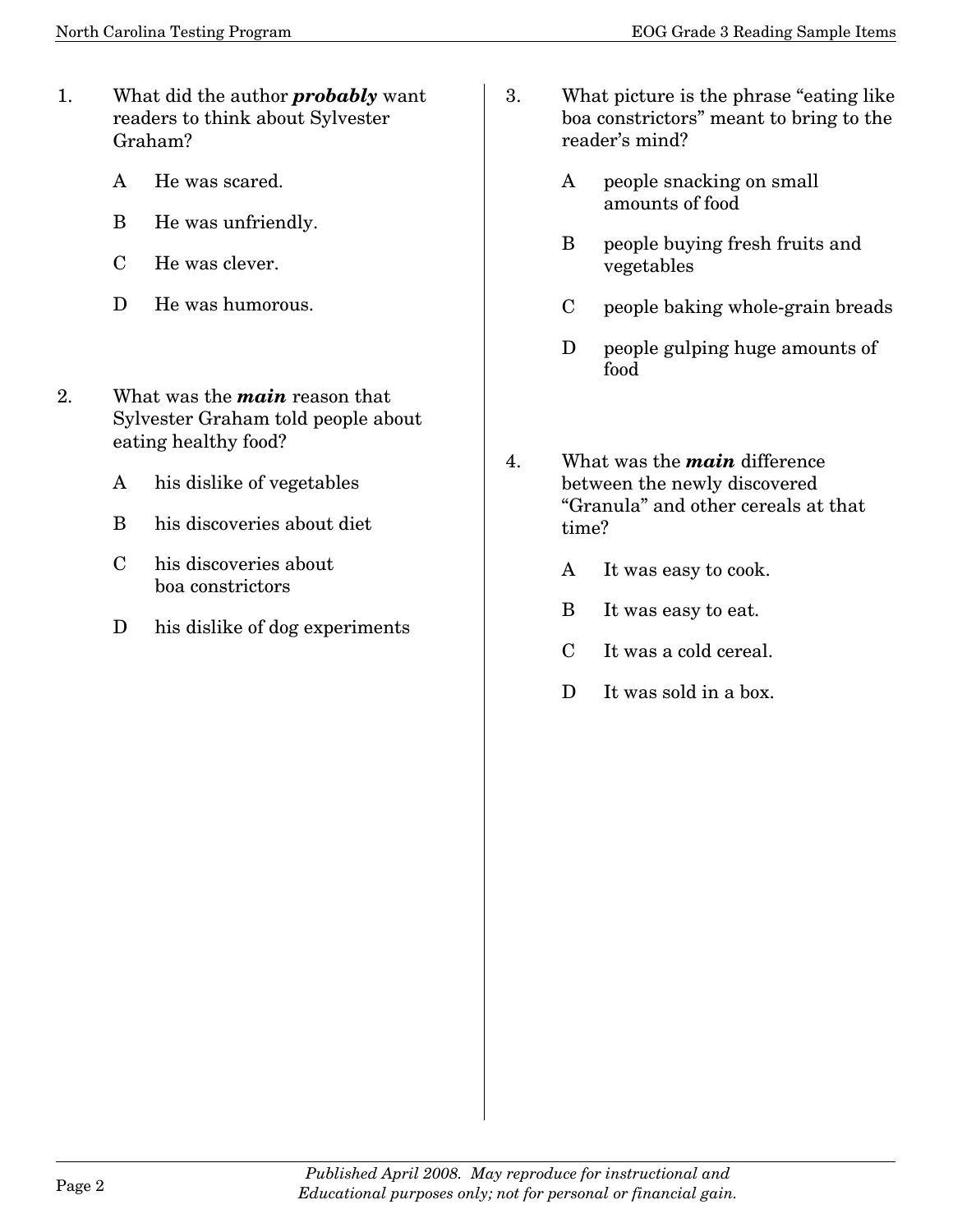1. What did the author ***probably*** want readers to think about Sylvester Graham?

   A He was scared.

   B He was unfriendly.

   C He was clever.

   D He was humorous.

2. What was the ***main*** reason that Sylvester Graham told people about eating healthy food?

   A his dislike of vegetables

   B his discoveries about diet

   C his discoveries about boa constrictors

   D his dislike of dog experiments

3. What picture is the phrase "eating like boa constrictors" meant to bring to the reader's mind?

   A people snacking on small amounts of food

   B people buying fresh fruits and vegetables

   C people baking whole-grain breads

   D people gulping huge amounts of food

4. What was the ***main*** difference between the newly discovered "Granula" and other cereals at that time?

   A It was easy to cook.

   B It was easy to eat.

   C It was a cold cereal.

   D It was sold in a box.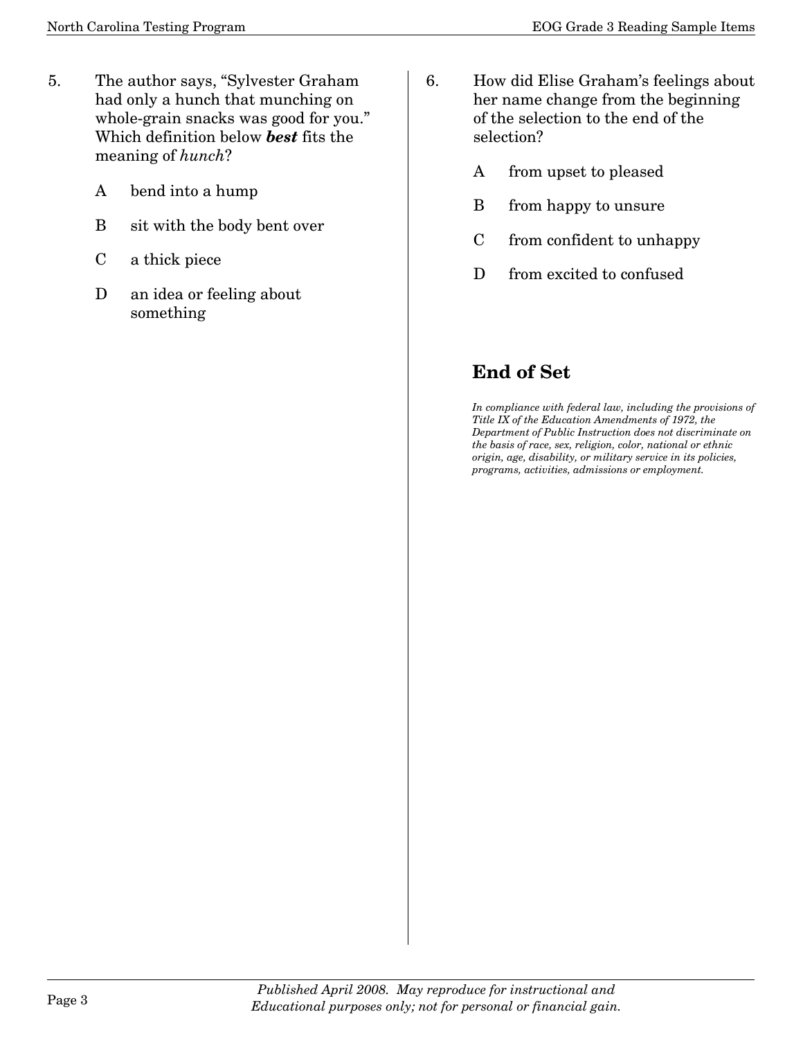5. The author says, "Sylvester Graham had only a hunch that munching on whole-grain snacks was good for you." Which definition below ***best*** fits the meaning of *hunch*?

   A bend into a hump

   B sit with the body bent over

   C a thick piece

   D an idea or feeling about something

6. How did Elise Graham's feelings about her name change from the beginning of the selection to the end of the selection?

   A from upset to pleased

   B from happy to unsure

   C from confident to unhappy

   D from excited to confused

## End of Set

*In compliance with federal law, including the provisions of Title IX of the Education Amendments of 1972, the Department of Public Instruction does not discriminate on the basis of race, sex, religion, color, national or ethnic origin, age, disability, or military service in its policies, programs, activities, admissions or employment.*

*Published April 2008. May reproduce for instructional and Educational purposes only; not for personal or financial gain.*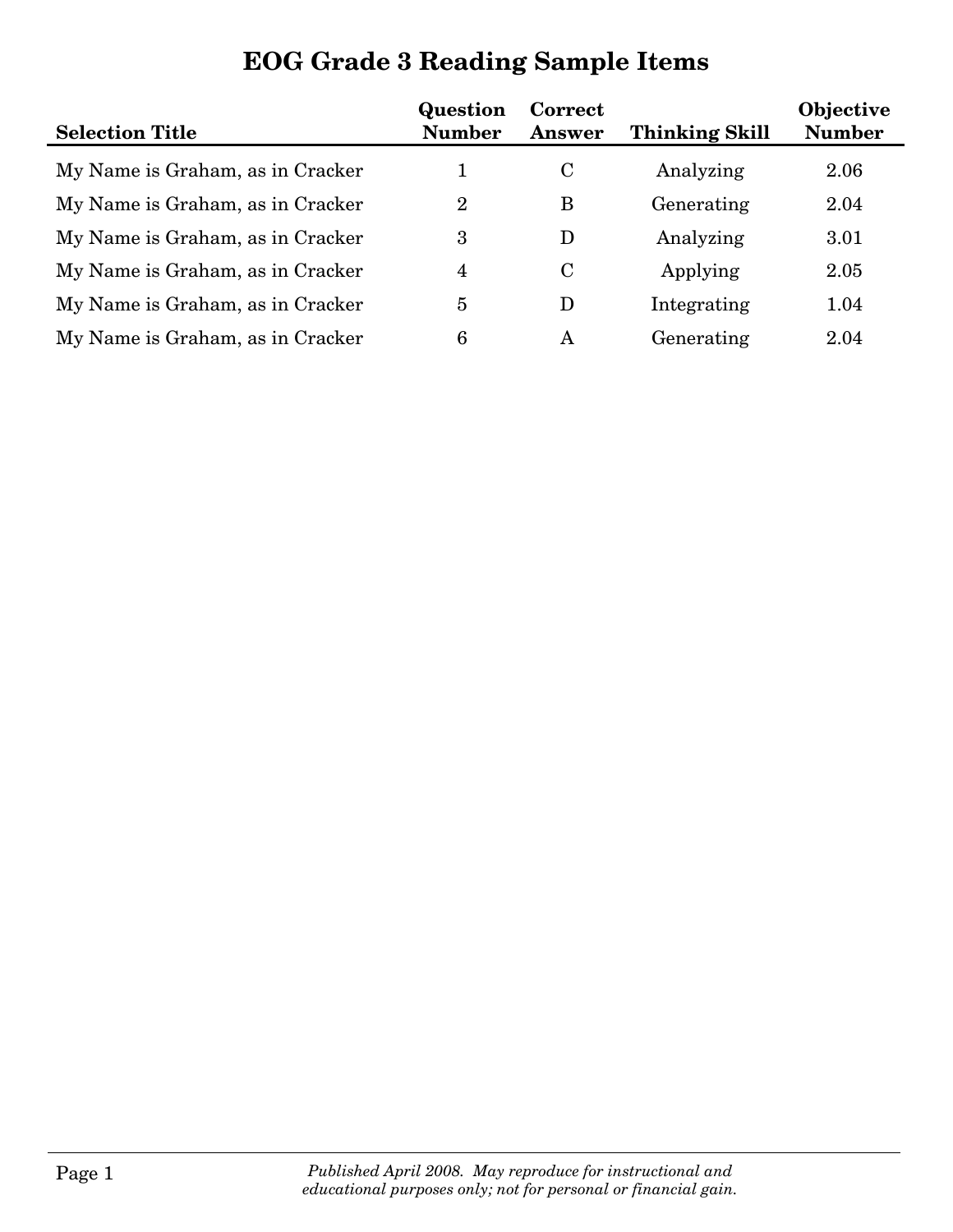# EOG Grade 3 Reading Sample Items

| Selection Title | Question Number | Correct Answer | Thinking Skill | Objective Number |
|---|---|---|---|---|
| My Name is Graham, as in Cracker | 1 | C | Analyzing | 2.06 |
| My Name is Graham, as in Cracker | 2 | B | Generating | 2.04 |
| My Name is Graham, as in Cracker | 3 | D | Analyzing | 3.01 |
| My Name is Graham, as in Cracker | 4 | C | Applying | 2.05 |
| My Name is Graham, as in Cracker | 5 | D | Integrating | 1.04 |
| My Name is Graham, as in Cracker | 6 | A | Generating | 2.04 |

*Published April 2008. May reproduce for instructional and educational purposes only; not for personal or financial gain.*